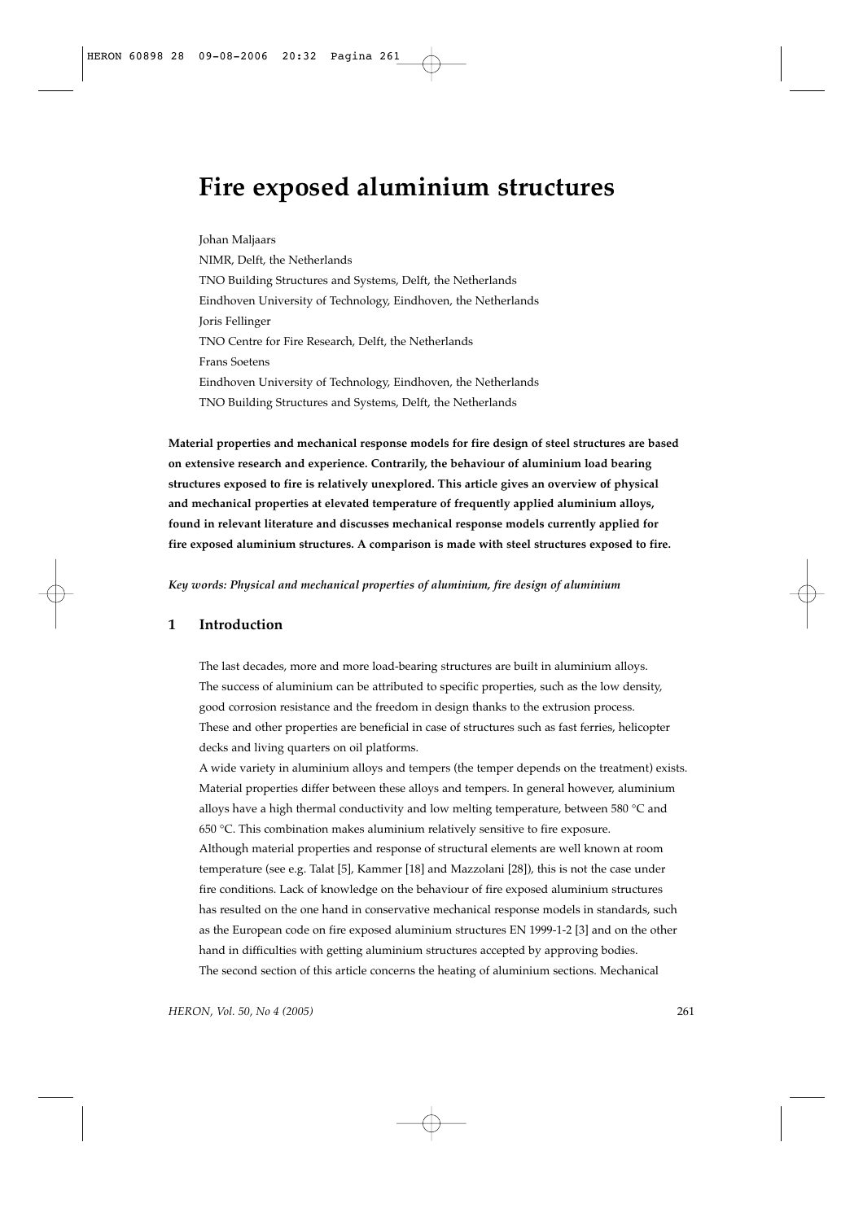# Fire exposed aluminium structures

Johan Maljaars
NIMR, Delft, the Netherlands
TNO Building Structures and Systems, Delft, the Netherlands
Eindhoven University of Technology, Eindhoven, the Netherlands
Joris Fellinger
TNO Centre for Fire Research, Delft, the Netherlands
Frans Soetens
Eindhoven University of Technology, Eindhoven, the Netherlands
TNO Building Structures and Systems, Delft, the Netherlands

**Material properties and mechanical response models for fire design of steel structures are based on extensive research and experience. Contrarily, the behaviour of aluminium load bearing structures exposed to fire is relatively unexplored. This article gives an overview of physical and mechanical properties at elevated temperature of frequently applied aluminium alloys, found in relevant literature and discusses mechanical response models currently applied for fire exposed aluminium structures. A comparison is made with steel structures exposed to fire.**

***Key words: Physical and mechanical properties of aluminium, fire design of aluminium***

## 1 Introduction

The last decades, more and more load-bearing structures are built in aluminium alloys. The success of aluminium can be attributed to specific properties, such as the low density, good corrosion resistance and the freedom in design thanks to the extrusion process. These and other properties are beneficial in case of structures such as fast ferries, helicopter decks and living quarters on oil platforms.

A wide variety in aluminium alloys and tempers (the temper depends on the treatment) exists. Material properties differ between these alloys and tempers. In general however, aluminium alloys have a high thermal conductivity and low melting temperature, between 580 °C and 650 °C. This combination makes aluminium relatively sensitive to fire exposure.

Although material properties and response of structural elements are well known at room temperature (see e.g. Talat [5], Kammer [18] and Mazzolani [28]), this is not the case under fire conditions. Lack of knowledge on the behaviour of fire exposed aluminium structures has resulted on the one hand in conservative mechanical response models in standards, such as the European code on fire exposed aluminium structures EN 1999-1-2 [3] and on the other hand in difficulties with getting aluminium structures accepted by approving bodies.

The second section of this article concerns the heating of aluminium sections. Mechanical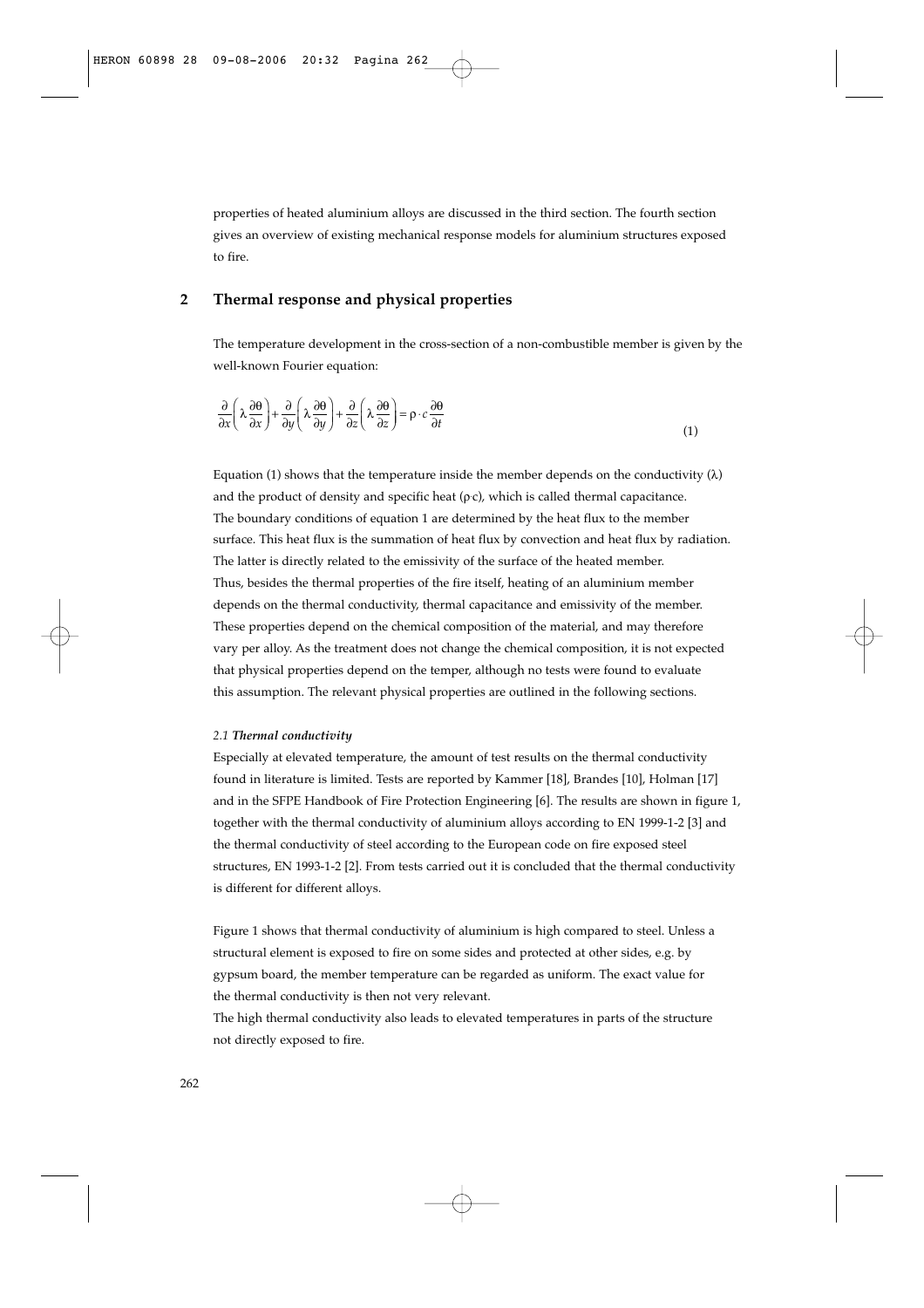properties of heated aluminium alloys are discussed in the third section. The fourth section gives an overview of existing mechanical response models for aluminium structures exposed to fire.

## 2 Thermal response and physical properties

The temperature development in the cross-section of a non-combustible member is given by the well-known Fourier equation:

$$\frac{\partial}{\partial x}\left(\lambda\frac{\partial\theta}{\partial x}\right)+\frac{\partial}{\partial y}\left(\lambda\frac{\partial\theta}{\partial y}\right)+\frac{\partial}{\partial z}\left(\lambda\frac{\partial\theta}{\partial z}\right)=\rho\cdot c\frac{\partial\theta}{\partial t} \tag{1}$$

Equation (1) shows that the temperature inside the member depends on the conductivity ($\lambda$) and the product of density and specific heat ($\rho \cdot c$), which is called thermal capacitance. The boundary conditions of equation 1 are determined by the heat flux to the member surface. This heat flux is the summation of heat flux by convection and heat flux by radiation. The latter is directly related to the emissivity of the surface of the heated member. Thus, besides the thermal properties of the fire itself, heating of an aluminium member depends on the thermal conductivity, thermal capacitance and emissivity of the member. These properties depend on the chemical composition of the material, and may therefore vary per alloy. As the treatment does not change the chemical composition, it is not expected that physical properties depend on the temper, although no tests were found to evaluate this assumption. The relevant physical properties are outlined in the following sections.

### *2.1 Thermal conductivity*

Especially at elevated temperature, the amount of test results on the thermal conductivity found in literature is limited. Tests are reported by Kammer [18], Brandes [10], Holman [17] and in the SFPE Handbook of Fire Protection Engineering [6]. The results are shown in figure 1, together with the thermal conductivity of aluminium alloys according to EN 1999-1-2 [3] and the thermal conductivity of steel according to the European code on fire exposed steel structures, EN 1993-1-2 [2]. From tests carried out it is concluded that the thermal conductivity is different for different alloys.

Figure 1 shows that thermal conductivity of aluminium is high compared to steel. Unless a structural element is exposed to fire on some sides and protected at other sides, e.g. by gypsum board, the member temperature can be regarded as uniform. The exact value for the thermal conductivity is then not very relevant.

The high thermal conductivity also leads to elevated temperatures in parts of the structure not directly exposed to fire.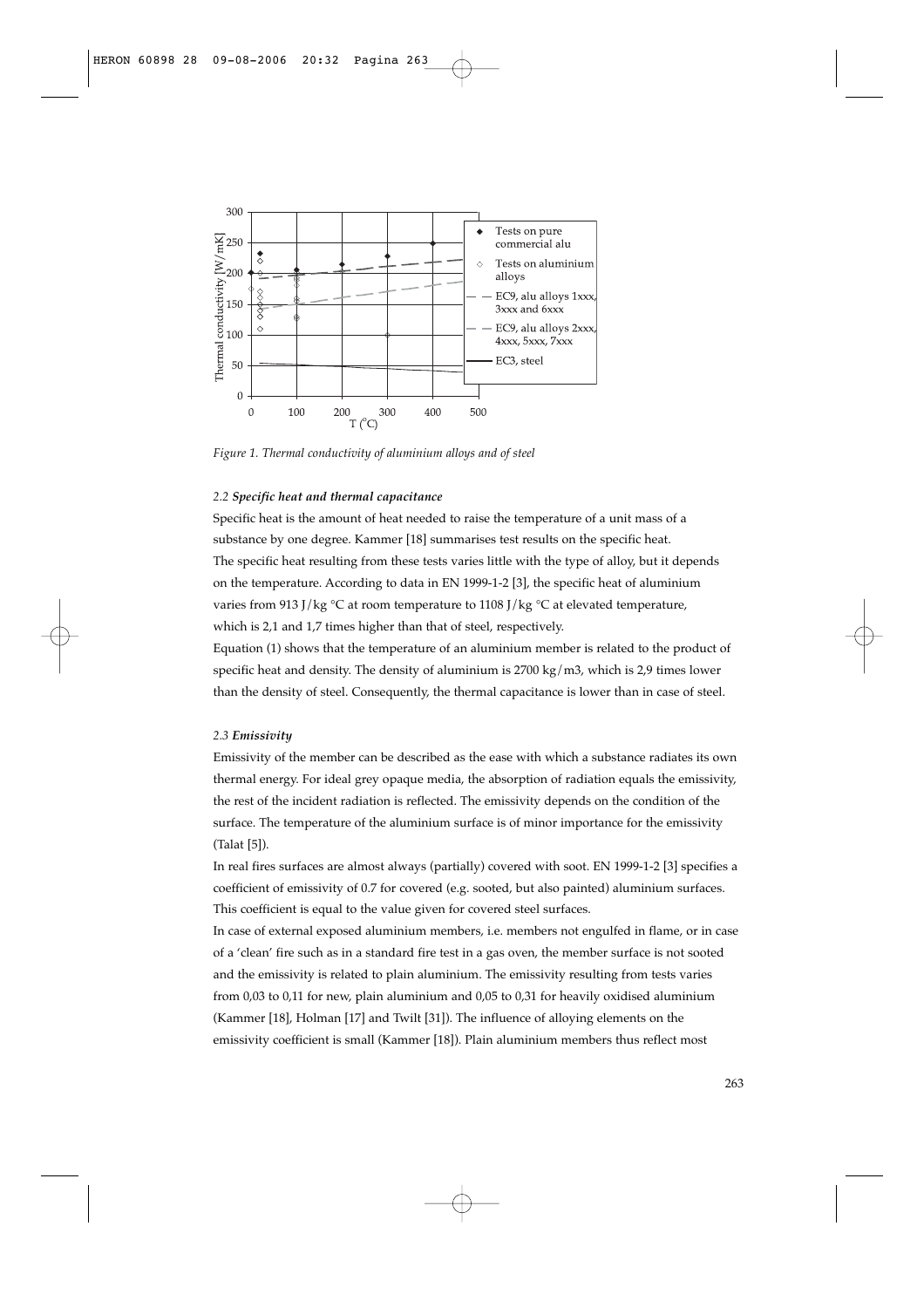*Figure 1. Thermal conductivity of aluminium alloys and of steel*

### 2.2 *Specific heat and thermal capacitance*

Specific heat is the amount of heat needed to raise the temperature of a unit mass of a substance by one degree. Kammer [18] summarises test results on the specific heat. The specific heat resulting from these tests varies little with the type of alloy, but it depends on the temperature. According to data in EN 1999-1-2 [3], the specific heat of aluminium varies from 913 J/kg °C at room temperature to 1108 J/kg °C at elevated temperature, which is 2,1 and 1,7 times higher than that of steel, respectively.

Equation (1) shows that the temperature of an aluminium member is related to the product of specific heat and density. The density of aluminium is 2700 kg/m3, which is 2,9 times lower than the density of steel. Consequently, the thermal capacitance is lower than in case of steel.

### 2.3 *Emissivity*

Emissivity of the member can be described as the ease with which a substance radiates its own thermal energy. For ideal grey opaque media, the absorption of radiation equals the emissivity, the rest of the incident radiation is reflected. The emissivity depends on the condition of the surface. The temperature of the aluminium surface is of minor importance for the emissivity (Talat [5]).

In real fires surfaces are almost always (partially) covered with soot. EN 1999-1-2 [3] specifies a coefficient of emissivity of 0.7 for covered (e.g. sooted, but also painted) aluminium surfaces. This coefficient is equal to the value given for covered steel surfaces.

In case of external exposed aluminium members, i.e. members not engulfed in flame, or in case of a 'clean' fire such as in a standard fire test in a gas oven, the member surface is not sooted and the emissivity is related to plain aluminium. The emissivity resulting from tests varies from 0,03 to 0,11 for new, plain aluminium and 0,05 to 0,31 for heavily oxidised aluminium (Kammer [18], Holman [17] and Twilt [31]). The influence of alloying elements on the emissivity coefficient is small (Kammer [18]). Plain aluminium members thus reflect most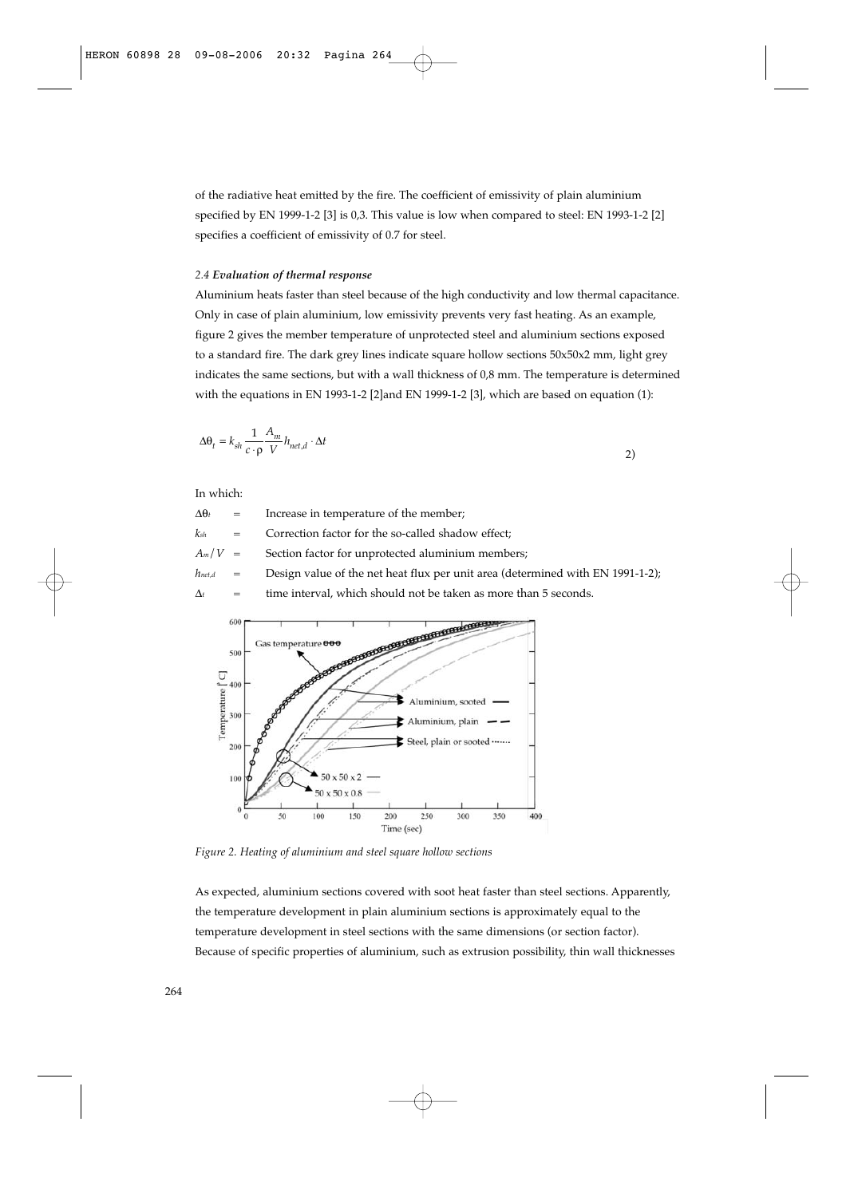of the radiative heat emitted by the fire. The coefficient of emissivity of plain aluminium specified by EN 1999-1-2 [3] is 0,3. This value is low when compared to steel: EN 1993-1-2 [2] specifies a coefficient of emissivity of 0.7 for steel.

### *2.4 Evaluation of thermal response*

Aluminium heats faster than steel because of the high conductivity and low thermal capacitance. Only in case of plain aluminium, low emissivity prevents very fast heating. As an example, figure 2 gives the member temperature of unprotected steel and aluminium sections exposed to a standard fire. The dark grey lines indicate square hollow sections 50x50x2 mm, light grey indicates the same sections, but with a wall thickness of 0,8 mm. The temperature is determined with the equations in EN 1993-1-2 [2]and EN 1999-1-2 [3], which are based on equation (1):

$$\Delta\theta_t = k_{sh} \frac{1}{c \cdot \rho} \frac{A_m}{V} h_{net,d} \cdot \Delta t \qquad 2)$$

In which:

- $\Delta\theta_t$ = Increase in temperature of the member;
- $k_{sh}$ = Correction factor for the so-called shadow effect;
- $A_m/V$ = Section factor for unprotected aluminium members;
- $h_{net,d}$ = Design value of the net heat flux per unit area (determined with EN 1991-1-2);
- $\Delta t$ = time interval, which should not be taken as more than 5 seconds.

*Figure 2. Heating of aluminium and steel square hollow sections*

As expected, aluminium sections covered with soot heat faster than steel sections. Apparently, the temperature development in plain aluminium sections is approximately equal to the temperature development in steel sections with the same dimensions (or section factor). Because of specific properties of aluminium, such as extrusion possibility, thin wall thicknesses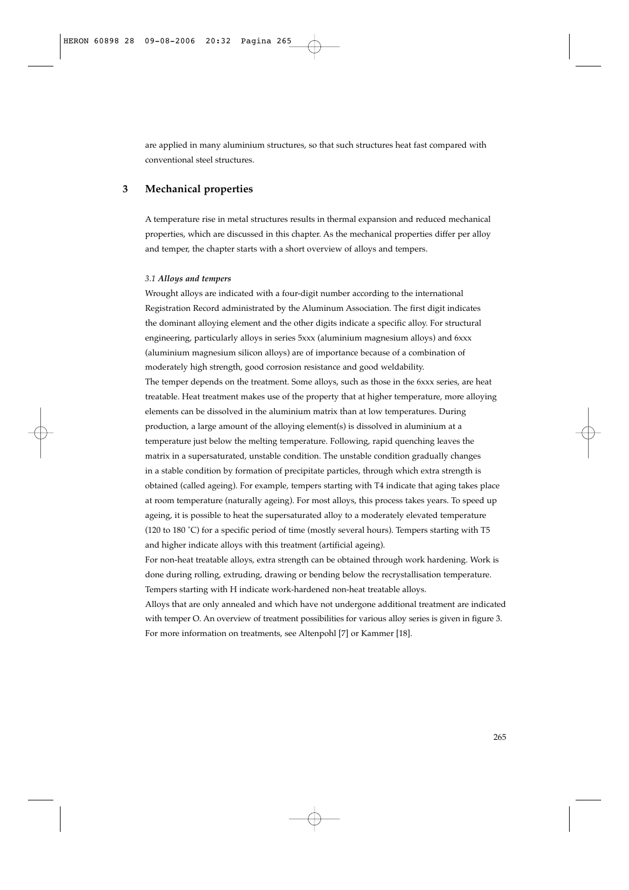are applied in many aluminium structures, so that such structures heat fast compared with conventional steel structures.

## 3 Mechanical properties

A temperature rise in metal structures results in thermal expansion and reduced mechanical properties, which are discussed in this chapter. As the mechanical properties differ per alloy and temper, the chapter starts with a short overview of alloys and tempers.

### *3.1 **Alloys and tempers***

Wrought alloys are indicated with a four-digit number according to the international Registration Record administrated by the Aluminum Association. The first digit indicates the dominant alloying element and the other digits indicate a specific alloy. For structural engineering, particularly alloys in series 5xxx (aluminium magnesium alloys) and 6xxx (aluminium magnesium silicon alloys) are of importance because of a combination of moderately high strength, good corrosion resistance and good weldability.

The temper depends on the treatment. Some alloys, such as those in the 6xxx series, are heat treatable. Heat treatment makes use of the property that at higher temperature, more alloying elements can be dissolved in the aluminium matrix than at low temperatures. During production, a large amount of the alloying element(s) is dissolved in aluminium at a temperature just below the melting temperature. Following, rapid quenching leaves the matrix in a supersaturated, unstable condition. The unstable condition gradually changes in a stable condition by formation of precipitate particles, through which extra strength is obtained (called ageing). For example, tempers starting with T4 indicate that aging takes place at room temperature (naturally ageing). For most alloys, this process takes years. To speed up ageing, it is possible to heat the supersaturated alloy to a moderately elevated temperature (120 to 180 °C) for a specific period of time (mostly several hours). Tempers starting with T5 and higher indicate alloys with this treatment (artificial ageing).

For non-heat treatable alloys, extra strength can be obtained through work hardening. Work is done during rolling, extruding, drawing or bending below the recrystallisation temperature. Tempers starting with H indicate work-hardened non-heat treatable alloys.

Alloys that are only annealed and which have not undergone additional treatment are indicated with temper O. An overview of treatment possibilities for various alloy series is given in figure 3. For more information on treatments, see Altenpohl [7] or Kammer [18].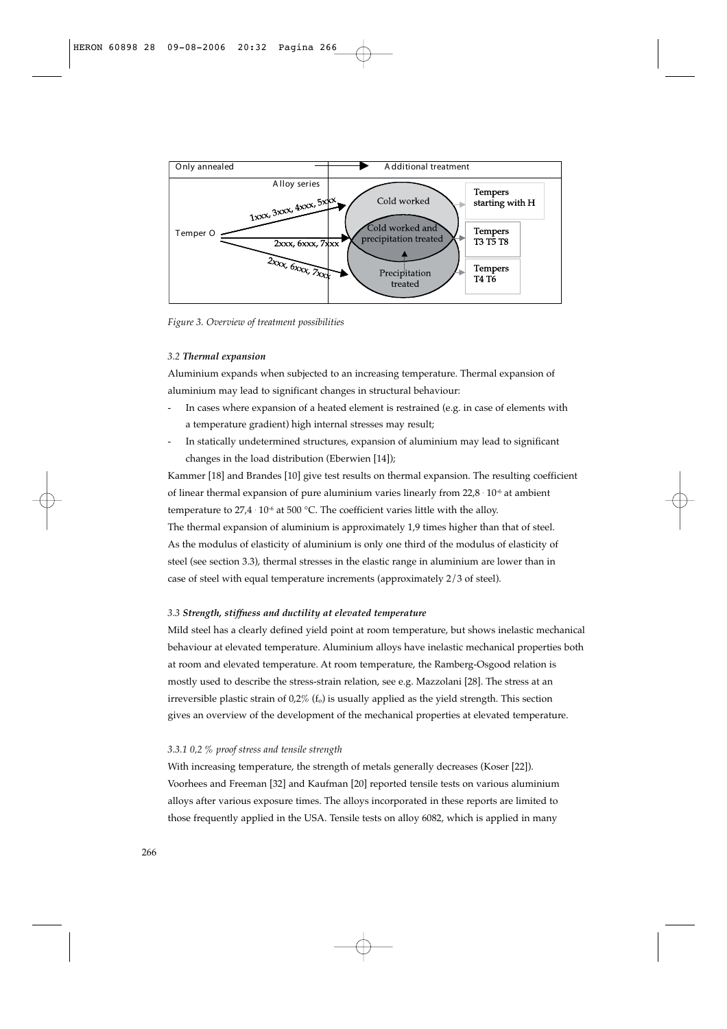Figure 3. Overview of treatment possibilities

### 3.2 Thermal expansion

Aluminium expands when subjected to an increasing temperature. Thermal expansion of aluminium may lead to significant changes in structural behaviour:

- In cases where expansion of a heated element is restrained (e.g. in case of elements with a temperature gradient) high internal stresses may result;
- In statically undetermined structures, expansion of aluminium may lead to significant changes in the load distribution (Eberwien [14]);

Kammer [18] and Brandes [10] give test results on thermal expansion. The resulting coefficient of linear thermal expansion of pure aluminium varies linearly from $22{,}8 \cdot 10^{-6}$ at ambient temperature to $27{,}4 \cdot 10^{-6}$ at 500 °C. The coefficient varies little with the alloy.
The thermal expansion of aluminium is approximately 1,9 times higher than that of steel. As the modulus of elasticity of aluminium is only one third of the modulus of elasticity of steel (see section 3.3), thermal stresses in the elastic range in aluminium are lower than in case of steel with equal temperature increments (approximately 2/3 of steel).

### 3.3 Strength, stiffness and ductility at elevated temperature

Mild steel has a clearly defined yield point at room temperature, but shows inelastic mechanical behaviour at elevated temperature. Aluminium alloys have inelastic mechanical properties both at room and elevated temperature. At room temperature, the Ramberg-Osgood relation is mostly used to describe the stress-strain relation, see e.g. Mazzolani [28]. The stress at an irreversible plastic strain of 0,2% ($f_o$) is usually applied as the yield strength. This section gives an overview of the development of the mechanical properties at elevated temperature.

#### 3.3.1 0,2 % proof stress and tensile strength

With increasing temperature, the strength of metals generally decreases (Koser [22]). Voorhees and Freeman [32] and Kaufman [20] reported tensile tests on various aluminium alloys after various exposure times. The alloys incorporated in these reports are limited to those frequently applied in the USA. Tensile tests on alloy 6082, which is applied in many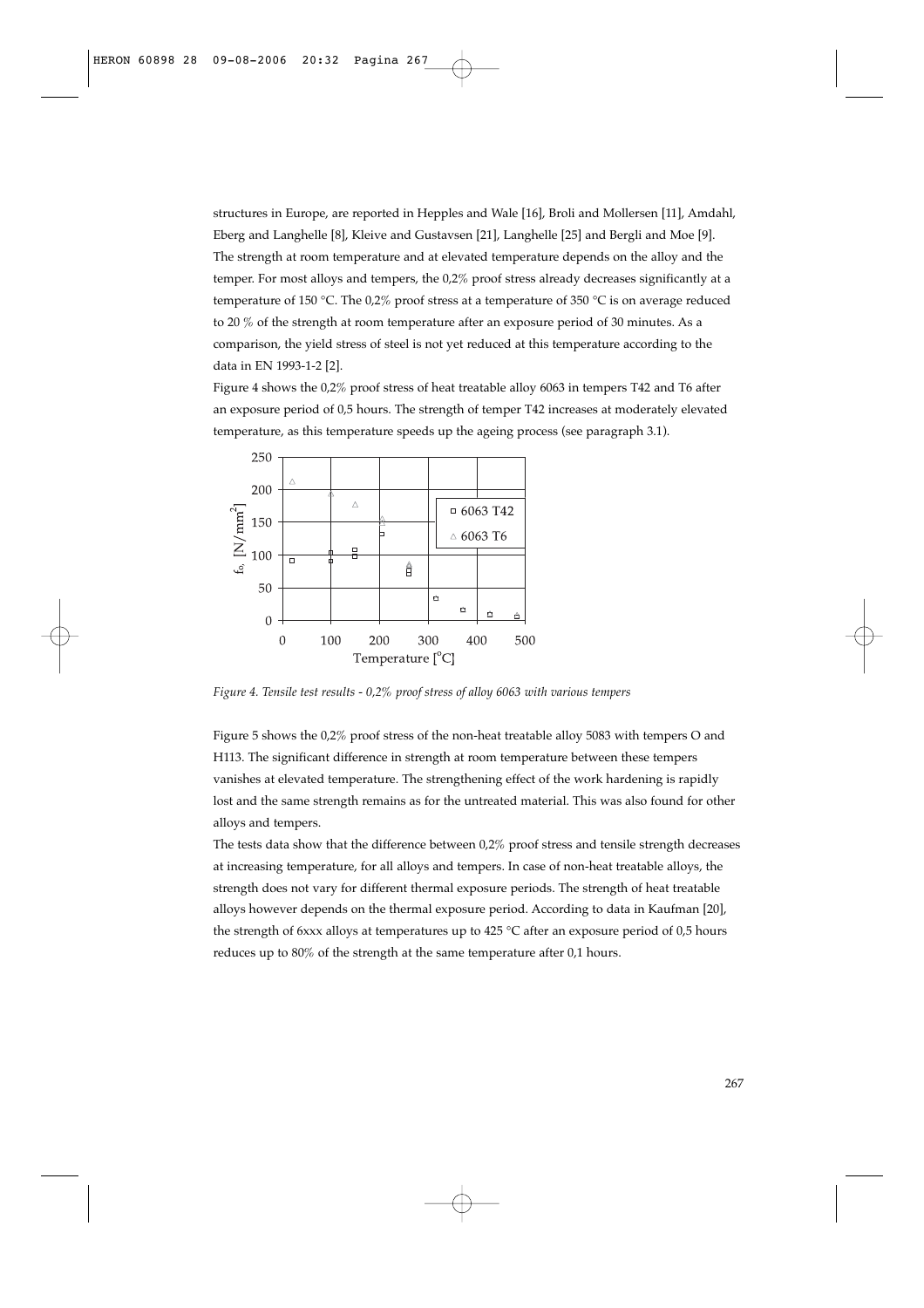structures in Europe, are reported in Hepples and Wale [16], Broli and Mollersen [11], Amdahl, Eberg and Langhelle [8], Kleive and Gustavsen [21], Langhelle [25] and Bergli and Moe [9].

The strength at room temperature and at elevated temperature depends on the alloy and the temper. For most alloys and tempers, the 0,2% proof stress already decreases significantly at a temperature of 150 °C. The 0,2% proof stress at a temperature of 350 °C is on average reduced to 20 % of the strength at room temperature after an exposure period of 30 minutes. As a comparison, the yield stress of steel is not yet reduced at this temperature according to the data in EN 1993-1-2 [2].

Figure 4 shows the 0,2% proof stress of heat treatable alloy 6063 in tempers T42 and T6 after an exposure period of 0,5 hours. The strength of temper T42 increases at moderately elevated temperature, as this temperature speeds up the ageing process (see paragraph 3.1).

*Figure 4. Tensile test results - 0,2% proof stress of alloy 6063 with various tempers*

Figure 5 shows the 0,2% proof stress of the non-heat treatable alloy 5083 with tempers O and H113. The significant difference in strength at room temperature between these tempers vanishes at elevated temperature. The strengthening effect of the work hardening is rapidly lost and the same strength remains as for the untreated material. This was also found for other alloys and tempers.

The tests data show that the difference between 0,2% proof stress and tensile strength decreases at increasing temperature, for all alloys and tempers. In case of non-heat treatable alloys, the strength does not vary for different thermal exposure periods. The strength of heat treatable alloys however depends on the thermal exposure period. According to data in Kaufman [20], the strength of 6xxx alloys at temperatures up to 425 °C after an exposure period of 0,5 hours reduces up to 80% of the strength at the same temperature after 0,1 hours.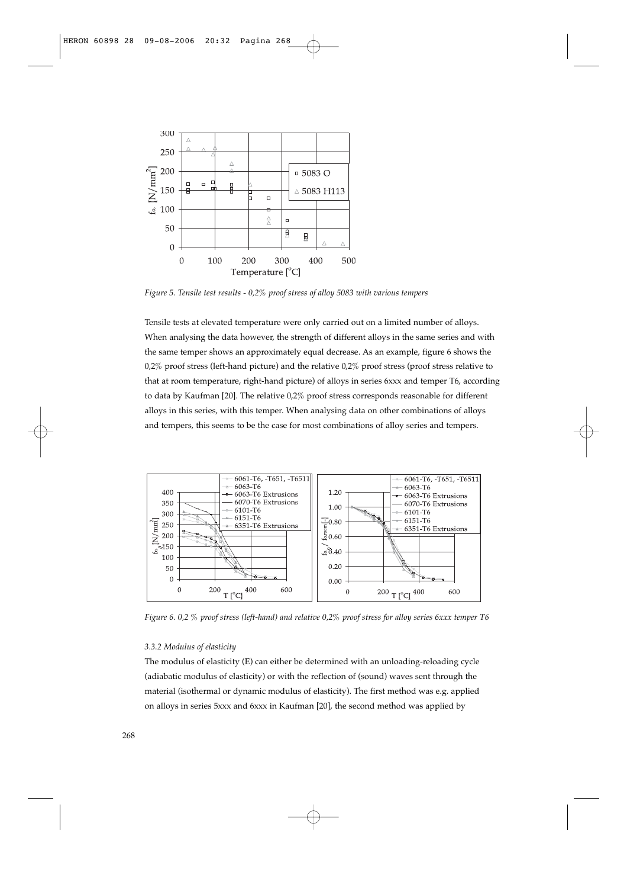*Figure 5. Tensile test results - 0,2% proof stress of alloy 5083 with various tempers*

Tensile tests at elevated temperature were only carried out on a limited number of alloys. When analysing the data however, the strength of different alloys in the same series and with the same temper shows an approximately equal decrease. As an example, figure 6 shows the 0,2% proof stress (left-hand picture) and the relative 0,2% proof stress (proof stress relative to that at room temperature, right-hand picture) of alloys in series 6xxx and temper T6, according to data by Kaufman [20]. The relative 0,2% proof stress corresponds reasonable for different alloys in this series, with this temper. When analysing data on other combinations of alloys and tempers, this seems to be the case for most combinations of alloy series and tempers.

*Figure 6. 0,2 % proof stress (left-hand) and relative 0,2% proof stress for alloy series 6xxx temper T6*

### 3.3.2 Modulus of elasticity

The modulus of elasticity (E) can either be determined with an unloading-reloading cycle (adiabatic modulus of elasticity) or with the reflection of (sound) waves sent through the material (isothermal or dynamic modulus of elasticity). The first method was e.g. applied on alloys in series 5xxx and 6xxx in Kaufman [20], the second method was applied by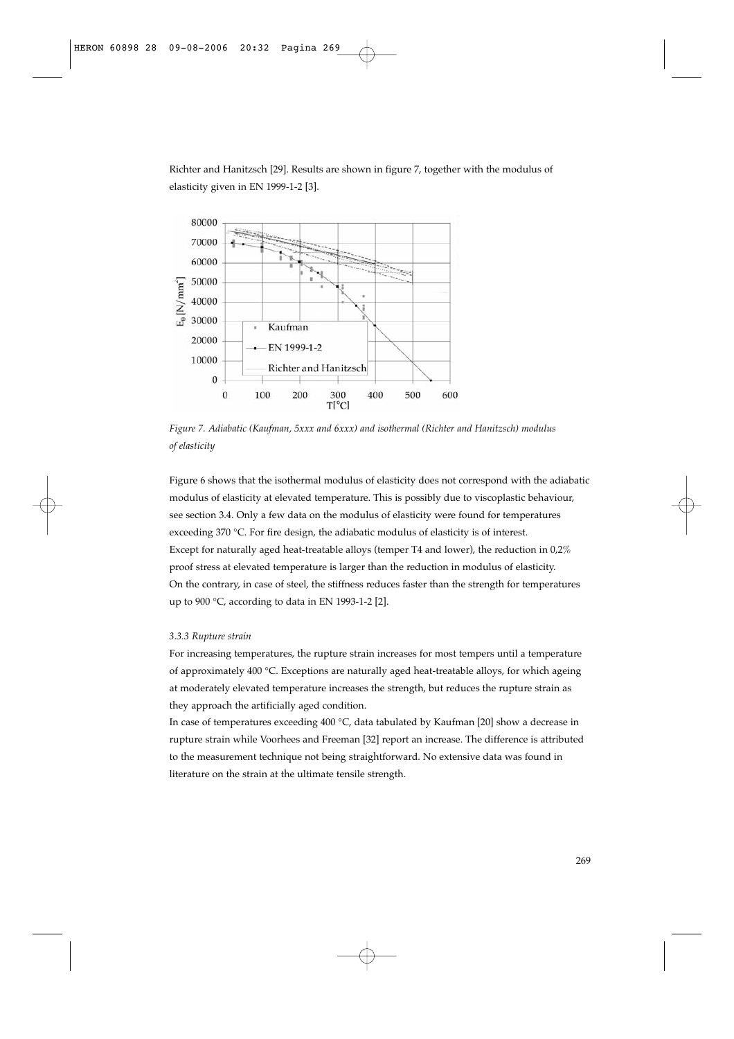Richter and Hanitzsch [29]. Results are shown in figure 7, together with the modulus of elasticity given in EN 1999-1-2 [3].

*Figure 7. Adiabatic (Kaufman, 5xxx and 6xxx) and isothermal (Richter and Hanitzsch) modulus of elasticity*

Figure 6 shows that the isothermal modulus of elasticity does not correspond with the adiabatic modulus of elasticity at elevated temperature. This is possibly due to viscoplastic behaviour, see section 3.4. Only a few data on the modulus of elasticity were found for temperatures exceeding 370 °C. For fire design, the adiabatic modulus of elasticity is of interest.
Except for naturally aged heat-treatable alloys (temper T4 and lower), the reduction in 0,2% proof stress at elevated temperature is larger than the reduction in modulus of elasticity. On the contrary, in case of steel, the stiffness reduces faster than the strength for temperatures up to 900 °C, according to data in EN 1993-1-2 [2].

### *3.3.3 Rupture strain*

For increasing temperatures, the rupture strain increases for most tempers until a temperature of approximately 400 °C. Exceptions are naturally aged heat-treatable alloys, for which ageing at moderately elevated temperature increases the strength, but reduces the rupture strain as they approach the artificially aged condition.
In case of temperatures exceeding 400 °C, data tabulated by Kaufman [20] show a decrease in rupture strain while Voorhees and Freeman [32] report an increase. The difference is attributed to the measurement technique not being straightforward. No extensive data was found in literature on the strain at the ultimate tensile strength.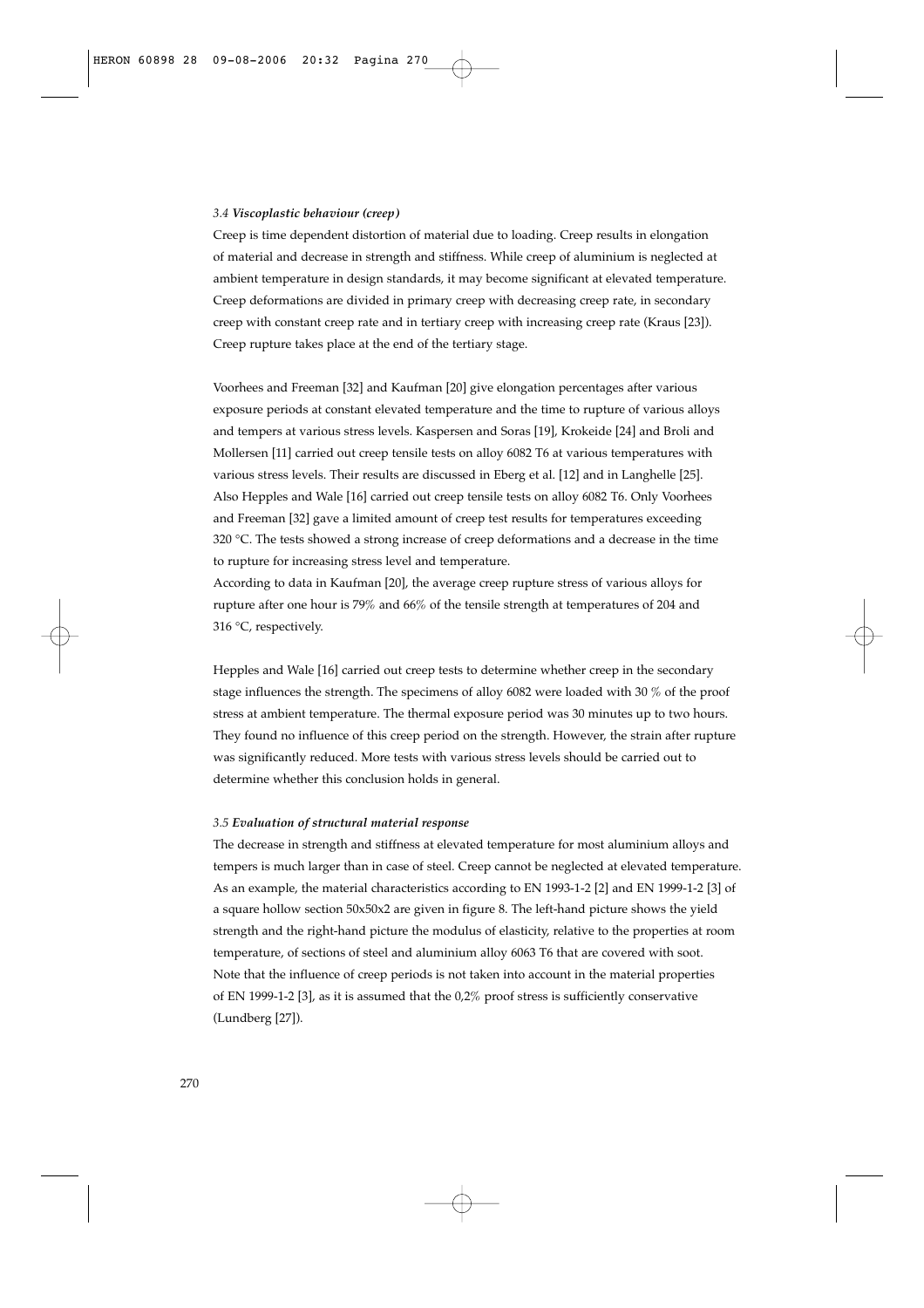### 3.4 *Viscoplastic behaviour (creep)*

Creep is time dependent distortion of material due to loading. Creep results in elongation of material and decrease in strength and stiffness. While creep of aluminium is neglected at ambient temperature in design standards, it may become significant at elevated temperature. Creep deformations are divided in primary creep with decreasing creep rate, in secondary creep with constant creep rate and in tertiary creep with increasing creep rate (Kraus [23]). Creep rupture takes place at the end of the tertiary stage.

Voorhees and Freeman [32] and Kaufman [20] give elongation percentages after various exposure periods at constant elevated temperature and the time to rupture of various alloys and tempers at various stress levels. Kaspersen and Soras [19], Krokeide [24] and Broli and Mollersen [11] carried out creep tensile tests on alloy 6082 T6 at various temperatures with various stress levels. Their results are discussed in Eberg et al. [12] and in Langhelle [25]. Also Hepples and Wale [16] carried out creep tensile tests on alloy 6082 T6. Only Voorhees and Freeman [32] gave a limited amount of creep test results for temperatures exceeding 320 °C. The tests showed a strong increase of creep deformations and a decrease in the time to rupture for increasing stress level and temperature.
According to data in Kaufman [20], the average creep rupture stress of various alloys for rupture after one hour is 79% and 66% of the tensile strength at temperatures of 204 and 316 °C, respectively.

Hepples and Wale [16] carried out creep tests to determine whether creep in the secondary stage influences the strength. The specimens of alloy 6082 were loaded with 30 % of the proof stress at ambient temperature. The thermal exposure period was 30 minutes up to two hours. They found no influence of this creep period on the strength. However, the strain after rupture was significantly reduced. More tests with various stress levels should be carried out to determine whether this conclusion holds in general.

### 3.5 *Evaluation of structural material response*

The decrease in strength and stiffness at elevated temperature for most aluminium alloys and tempers is much larger than in case of steel. Creep cannot be neglected at elevated temperature. As an example, the material characteristics according to EN 1993-1-2 [2] and EN 1999-1-2 [3] of a square hollow section 50x50x2 are given in figure 8. The left-hand picture shows the yield strength and the right-hand picture the modulus of elasticity, relative to the properties at room temperature, of sections of steel and aluminium alloy 6063 T6 that are covered with soot. Note that the influence of creep periods is not taken into account in the material properties of EN 1999-1-2 [3], as it is assumed that the 0,2% proof stress is sufficiently conservative (Lundberg [27]).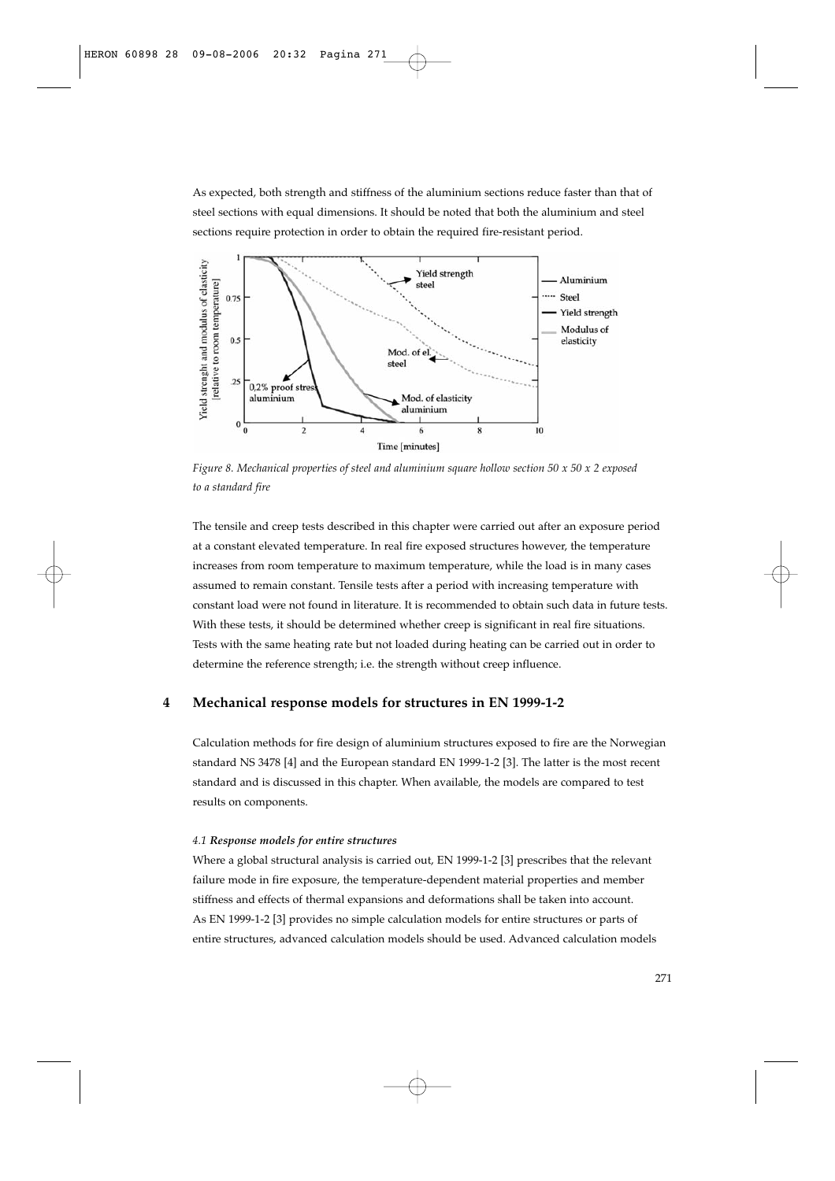As expected, both strength and stiffness of the aluminium sections reduce faster than that of steel sections with equal dimensions. It should be noted that both the aluminium and steel sections require protection in order to obtain the required fire-resistant period.

*Figure 8. Mechanical properties of steel and aluminium square hollow section 50 x 50 x 2 exposed to a standard fire*

The tensile and creep tests described in this chapter were carried out after an exposure period at a constant elevated temperature. In real fire exposed structures however, the temperature increases from room temperature to maximum temperature, while the load is in many cases assumed to remain constant. Tensile tests after a period with increasing temperature with constant load were not found in literature. It is recommended to obtain such data in future tests. With these tests, it should be determined whether creep is significant in real fire situations. Tests with the same heating rate but not loaded during heating can be carried out in order to determine the reference strength; i.e. the strength without creep influence.

## 4 Mechanical response models for structures in EN 1999-1-2

Calculation methods for fire design of aluminium structures exposed to fire are the Norwegian standard NS 3478 [4] and the European standard EN 1999-1-2 [3]. The latter is the most recent standard and is discussed in this chapter. When available, the models are compared to test results on components.

### *4.1 Response models for entire structures*

Where a global structural analysis is carried out, EN 1999-1-2 [3] prescribes that the relevant failure mode in fire exposure, the temperature-dependent material properties and member stiffness and effects of thermal expansions and deformations shall be taken into account. As EN 1999-1-2 [3] provides no simple calculation models for entire structures or parts of entire structures, advanced calculation models should be used. Advanced calculation models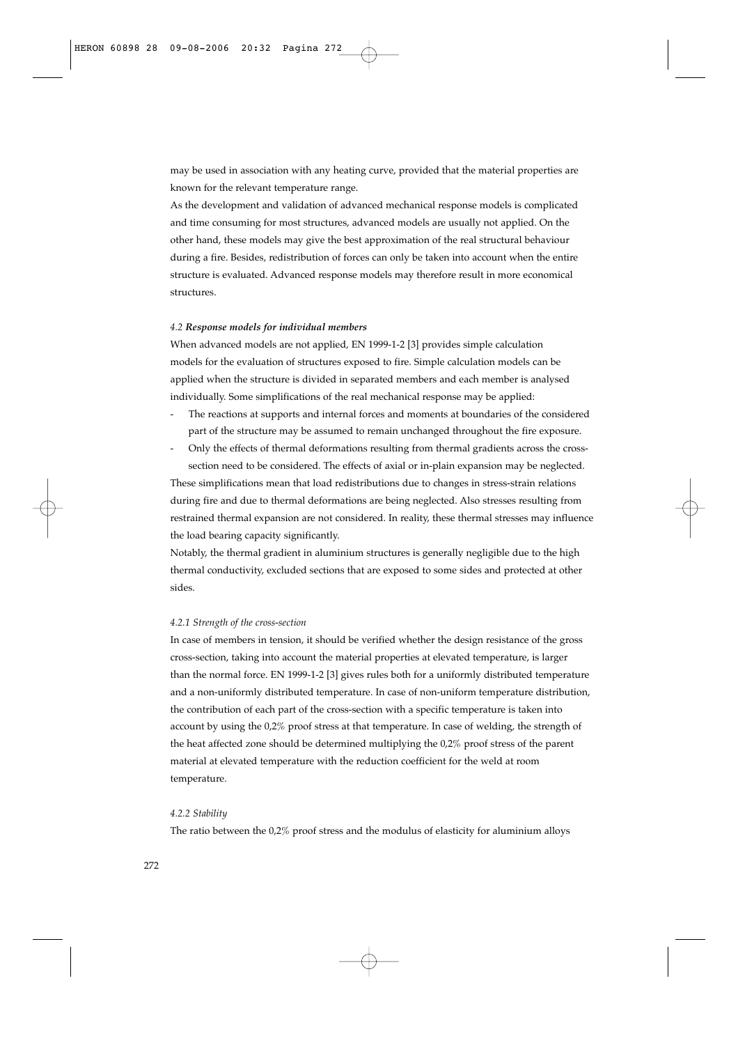may be used in association with any heating curve, provided that the material properties are known for the relevant temperature range.

As the development and validation of advanced mechanical response models is complicated and time consuming for most structures, advanced models are usually not applied. On the other hand, these models may give the best approximation of the real structural behaviour during a fire. Besides, redistribution of forces can only be taken into account when the entire structure is evaluated. Advanced response models may therefore result in more economical structures.

### *4.2 **Response models for individual members***

When advanced models are not applied, EN 1999-1-2 [3] provides simple calculation models for the evaluation of structures exposed to fire. Simple calculation models can be applied when the structure is divided in separated members and each member is analysed individually. Some simplifications of the real mechanical response may be applied:

- The reactions at supports and internal forces and moments at boundaries of the considered part of the structure may be assumed to remain unchanged throughout the fire exposure.
- Only the effects of thermal deformations resulting from thermal gradients across the cross-section need to be considered. The effects of axial or in-plain expansion may be neglected.

These simplifications mean that load redistributions due to changes in stress-strain relations during fire and due to thermal deformations are being neglected. Also stresses resulting from restrained thermal expansion are not considered. In reality, these thermal stresses may influence the load bearing capacity significantly.

Notably, the thermal gradient in aluminium structures is generally negligible due to the high thermal conductivity, excluded sections that are exposed to some sides and protected at other sides.

#### *4.2.1 Strength of the cross-section*

In case of members in tension, it should be verified whether the design resistance of the gross cross-section, taking into account the material properties at elevated temperature, is larger than the normal force. EN 1999-1-2 [3] gives rules both for a uniformly distributed temperature and a non-uniformly distributed temperature. In case of non-uniform temperature distribution, the contribution of each part of the cross-section with a specific temperature is taken into account by using the 0,2% proof stress at that temperature. In case of welding, the strength of the heat affected zone should be determined multiplying the 0,2% proof stress of the parent material at elevated temperature with the reduction coefficient for the weld at room temperature.

#### *4.2.2 Stability*

The ratio between the 0,2% proof stress and the modulus of elasticity for aluminium alloys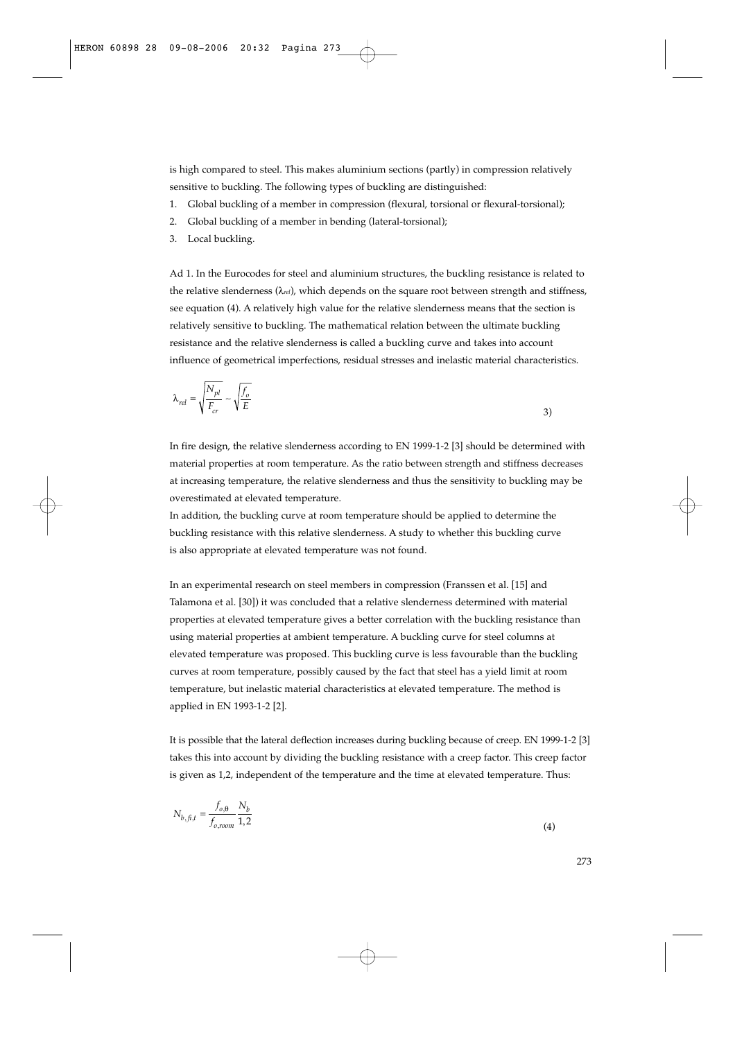is high compared to steel. This makes aluminium sections (partly) in compression relatively sensitive to buckling. The following types of buckling are distinguished:

1. Global buckling of a member in compression (flexural, torsional or flexural-torsional);
2. Global buckling of a member in bending (lateral-torsional);
3. Local buckling.

Ad 1. In the Eurocodes for steel and aluminium structures, the buckling resistance is related to the relative slenderness ($\lambda_{rel}$), which depends on the square root between strength and stiffness, see equation (4). A relatively high value for the relative slenderness means that the section is relatively sensitive to buckling. The mathematical relation between the ultimate buckling resistance and the relative slenderness is called a buckling curve and takes into account influence of geometrical imperfections, residual stresses and inelastic material characteristics.

$$\lambda_{rel} = \sqrt{\frac{N_{pl}}{F_{cr}}} \sim \sqrt{\frac{f_o}{E}} \tag{3}$$

In fire design, the relative slenderness according to EN 1999-1-2 [3] should be determined with material properties at room temperature. As the ratio between strength and stiffness decreases at increasing temperature, the relative slenderness and thus the sensitivity to buckling may be overestimated at elevated temperature.

In addition, the buckling curve at room temperature should be applied to determine the buckling resistance with this relative slenderness. A study to whether this buckling curve is also appropriate at elevated temperature was not found.

In an experimental research on steel members in compression (Franssen et al. [15] and Talamona et al. [30]) it was concluded that a relative slenderness determined with material properties at elevated temperature gives a better correlation with the buckling resistance than using material properties at ambient temperature. A buckling curve for steel columns at elevated temperature was proposed. This buckling curve is less favourable than the buckling curves at room temperature, possibly caused by the fact that steel has a yield limit at room temperature, but inelastic material characteristics at elevated temperature. The method is applied in EN 1993-1-2 [2].

It is possible that the lateral deflection increases during buckling because of creep. EN 1999-1-2 [3] takes this into account by dividing the buckling resistance with a creep factor. This creep factor is given as 1,2, independent of the temperature and the time at elevated temperature. Thus:

$$N_{b,fi,t} = \frac{f_{o,\theta}}{f_{o,room}} \frac{N_b}{1{,}2} \tag{4}$$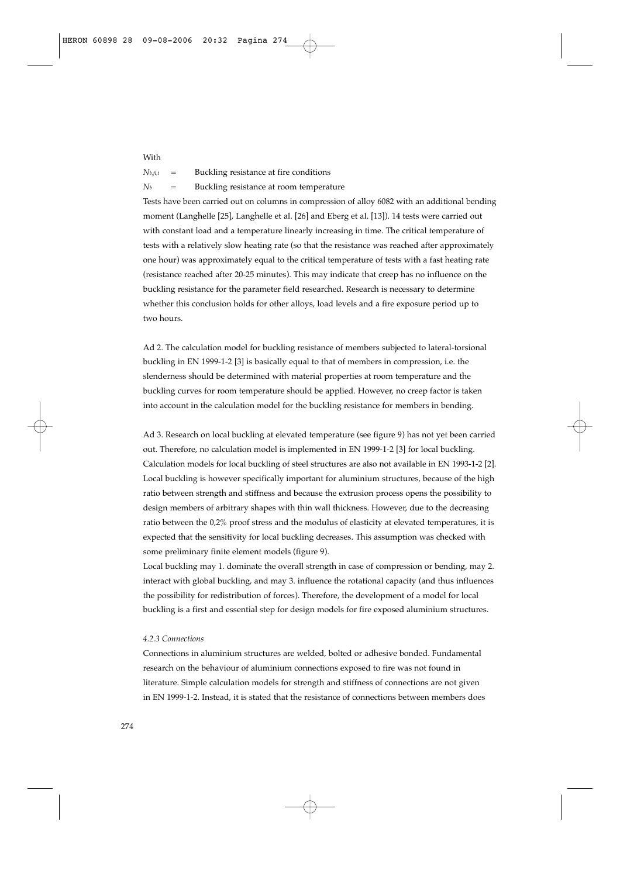With

$N_{b,fi,t}$ = Buckling resistance at fire conditions

$N_b$ = Buckling resistance at room temperature

Tests have been carried out on columns in compression of alloy 6082 with an additional bending moment (Langhelle [25], Langhelle et al. [26] and Eberg et al. [13]). 14 tests were carried out with constant load and a temperature linearly increasing in time. The critical temperature of tests with a relatively slow heating rate (so that the resistance was reached after approximately one hour) was approximately equal to the critical temperature of tests with a fast heating rate (resistance reached after 20-25 minutes). This may indicate that creep has no influence on the buckling resistance for the parameter field researched. Research is necessary to determine whether this conclusion holds for other alloys, load levels and a fire exposure period up to two hours.

Ad 2. The calculation model for buckling resistance of members subjected to lateral-torsional buckling in EN 1999-1-2 [3] is basically equal to that of members in compression, i.e. the slenderness should be determined with material properties at room temperature and the buckling curves for room temperature should be applied. However, no creep factor is taken into account in the calculation model for the buckling resistance for members in bending.

Ad 3. Research on local buckling at elevated temperature (see figure 9) has not yet been carried out. Therefore, no calculation model is implemented in EN 1999-1-2 [3] for local buckling. Calculation models for local buckling of steel structures are also not available in EN 1993-1-2 [2]. Local buckling is however specifically important for aluminium structures, because of the high ratio between strength and stiffness and because the extrusion process opens the possibility to design members of arbitrary shapes with thin wall thickness. However, due to the decreasing ratio between the 0,2% proof stress and the modulus of elasticity at elevated temperatures, it is expected that the sensitivity for local buckling decreases. This assumption was checked with some preliminary finite element models (figure 9).

Local buckling may 1. dominate the overall strength in case of compression or bending, may 2. interact with global buckling, and may 3. influence the rotational capacity (and thus influences the possibility for redistribution of forces). Therefore, the development of a model for local buckling is a first and essential step for design models for fire exposed aluminium structures.

*4.2.3 Connections*

Connections in aluminium structures are welded, bolted or adhesive bonded. Fundamental research on the behaviour of aluminium connections exposed to fire was not found in literature. Simple calculation models for strength and stiffness of connections are not given in EN 1999-1-2. Instead, it is stated that the resistance of connections between members does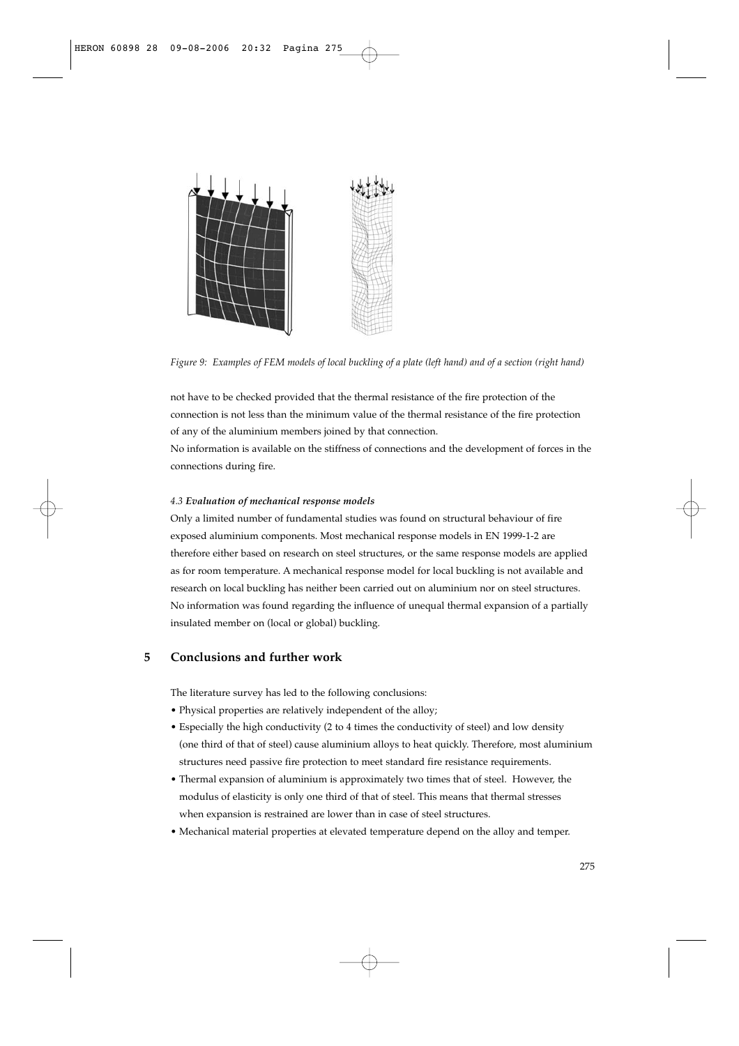*Figure 9: Examples of FEM models of local buckling of a plate (left hand) and of a section (right hand)*

not have to be checked provided that the thermal resistance of the fire protection of the connection is not less than the minimum value of the thermal resistance of the fire protection of any of the aluminium members joined by that connection.

No information is available on the stiffness of connections and the development of forces in the connections during fire.

#### *4.3 Evaluation of mechanical response models*

Only a limited number of fundamental studies was found on structural behaviour of fire exposed aluminium components. Most mechanical response models in EN 1999-1-2 are therefore either based on research on steel structures, or the same response models are applied as for room temperature. A mechanical response model for local buckling is not available and research on local buckling has neither been carried out on aluminium nor on steel structures. No information was found regarding the influence of unequal thermal expansion of a partially insulated member on (local or global) buckling.

## 5 Conclusions and further work

The literature survey has led to the following conclusions:

- Physical properties are relatively independent of the alloy;
- Especially the high conductivity (2 to 4 times the conductivity of steel) and low density (one third of that of steel) cause aluminium alloys to heat quickly. Therefore, most aluminium structures need passive fire protection to meet standard fire resistance requirements.
- Thermal expansion of aluminium is approximately two times that of steel. However, the modulus of elasticity is only one third of that of steel. This means that thermal stresses when expansion is restrained are lower than in case of steel structures.
- Mechanical material properties at elevated temperature depend on the alloy and temper.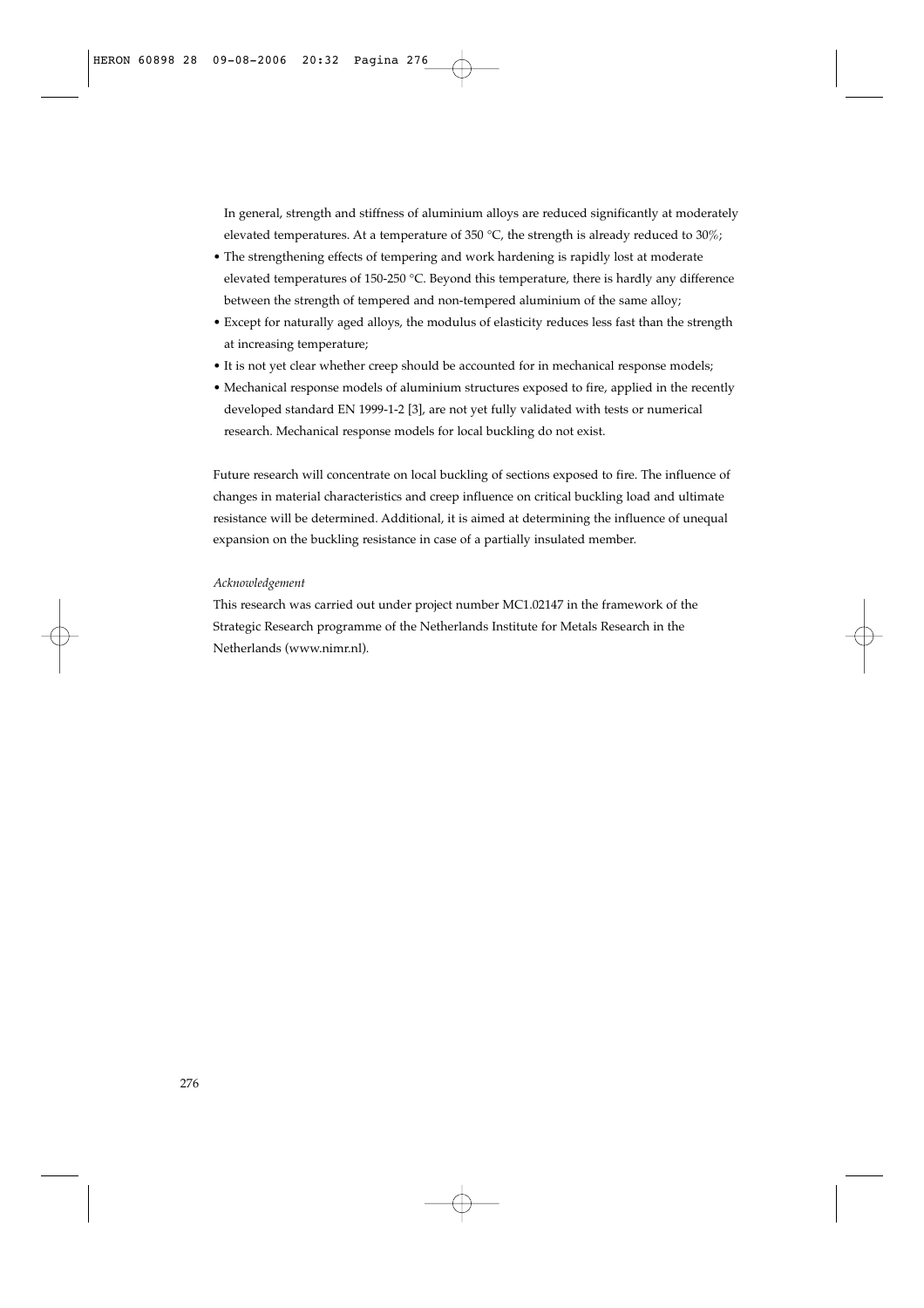In general, strength and stiffness of aluminium alloys are reduced significantly at moderately elevated temperatures. At a temperature of 350 °C, the strength is already reduced to 30%;

- The strengthening effects of tempering and work hardening is rapidly lost at moderate elevated temperatures of 150-250 °C. Beyond this temperature, there is hardly any difference between the strength of tempered and non-tempered aluminium of the same alloy;
- Except for naturally aged alloys, the modulus of elasticity reduces less fast than the strength at increasing temperature;
- It is not yet clear whether creep should be accounted for in mechanical response models;
- Mechanical response models of aluminium structures exposed to fire, applied in the recently developed standard EN 1999-1-2 [3], are not yet fully validated with tests or numerical research. Mechanical response models for local buckling do not exist.

Future research will concentrate on local buckling of sections exposed to fire. The influence of changes in material characteristics and creep influence on critical buckling load and ultimate resistance will be determined. Additional, it is aimed at determining the influence of unequal expansion on the buckling resistance in case of a partially insulated member.

*Acknowledgement*

This research was carried out under project number MC1.02147 in the framework of the Strategic Research programme of the Netherlands Institute for Metals Research in the Netherlands (www.nimr.nl).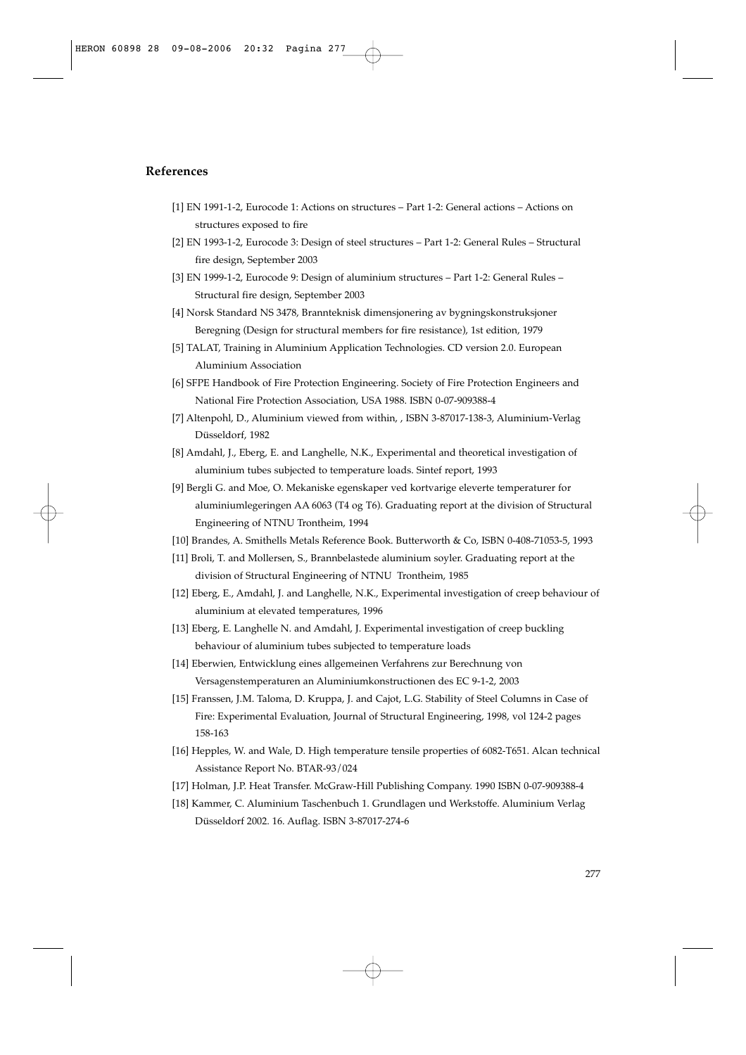## References

[1] EN 1991-1-2, Eurocode 1: Actions on structures – Part 1-2: General actions – Actions on structures exposed to fire

[2] EN 1993-1-2, Eurocode 3: Design of steel structures – Part 1-2: General Rules – Structural fire design, September 2003

[3] EN 1999-1-2, Eurocode 9: Design of aluminium structures – Part 1-2: General Rules – Structural fire design, September 2003

[4] Norsk Standard NS 3478, Brannteknisk dimensjonering av bygningskonstruksjoner Beregning (Design for structural members for fire resistance), 1st edition, 1979

[5] TALAT, Training in Aluminium Application Technologies. CD version 2.0. European Aluminium Association

[6] SFPE Handbook of Fire Protection Engineering. Society of Fire Protection Engineers and National Fire Protection Association, USA 1988. ISBN 0-07-909388-4

[7] Altenpohl, D., Aluminium viewed from within, , ISBN 3-87017-138-3, Aluminium-Verlag Düsseldorf, 1982

[8] Amdahl, J., Eberg, E. and Langhelle, N.K., Experimental and theoretical investigation of aluminium tubes subjected to temperature loads. Sintef report, 1993

[9] Bergli G. and Moe, O. Mekaniske egenskaper ved kortvarige eleverte temperaturer for aluminiumlegeringen AA 6063 (T4 og T6). Graduating report at the division of Structural Engineering of NTNU Trontheim, 1994

[10] Brandes, A. Smithells Metals Reference Book. Butterworth & Co, ISBN 0-408-71053-5, 1993

[11] Broli, T. and Mollersen, S., Brannbelastede aluminium soyler. Graduating report at the division of Structural Engineering of NTNU Trontheim, 1985

[12] Eberg, E., Amdahl, J. and Langhelle, N.K., Experimental investigation of creep behaviour of aluminium at elevated temperatures, 1996

[13] Eberg, E. Langhelle N. and Amdahl, J. Experimental investigation of creep buckling behaviour of aluminium tubes subjected to temperature loads

[14] Eberwien, Entwicklung eines allgemeinen Verfahrens zur Berechnung von Versagenstemperaturen an Aluminiumkonstructionen des EC 9-1-2, 2003

[15] Franssen, J.M. Taloma, D. Kruppa, J. and Cajot, L.G. Stability of Steel Columns in Case of Fire: Experimental Evaluation, Journal of Structural Engineering, 1998, vol 124-2 pages 158-163

[16] Hepples, W. and Wale, D. High temperature tensile properties of 6082-T651. Alcan technical Assistance Report No. BTAR-93/024

[17] Holman, J.P. Heat Transfer. McGraw-Hill Publishing Company. 1990 ISBN 0-07-909388-4

[18] Kammer, C. Aluminium Taschenbuch 1. Grundlagen und Werkstoffe. Aluminium Verlag Düsseldorf 2002. 16. Auflag. ISBN 3-87017-274-6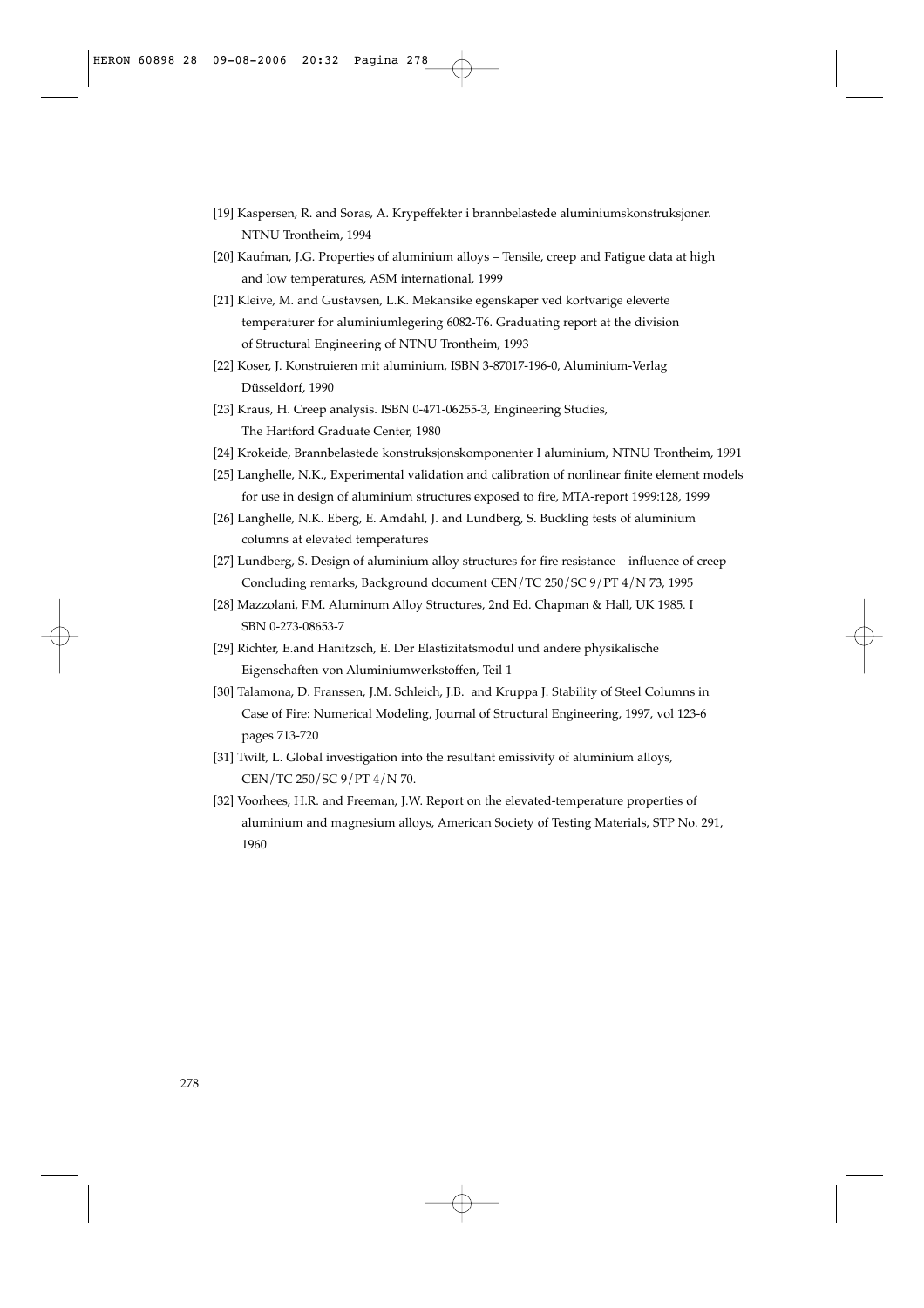[19] Kaspersen, R. and Soras, A. Krypeffekter i brannbelastede aluminiumskonstruksjoner. NTNU Trontheim, 1994

[20] Kaufman, J.G. Properties of aluminium alloys – Tensile, creep and Fatigue data at high and low temperatures, ASM international, 1999

[21] Kleive, M. and Gustavsen, L.K. Mekansike egenskaper ved kortvarige eleverte temperaturer for aluminiumlegering 6082-T6. Graduating report at the division of Structural Engineering of NTNU Trontheim, 1993

[22] Koser, J. Konstruieren mit aluminium, ISBN 3-87017-196-0, Aluminium-Verlag Düsseldorf, 1990

[23] Kraus, H. Creep analysis. ISBN 0-471-06255-3, Engineering Studies, The Hartford Graduate Center, 1980

[24] Krokeide, Brannbelastede konstruksjonskomponenter I aluminium, NTNU Trontheim, 1991

[25] Langhelle, N.K., Experimental validation and calibration of nonlinear finite element models for use in design of aluminium structures exposed to fire, MTA-report 1999:128, 1999

[26] Langhelle, N.K. Eberg, E. Amdahl, J. and Lundberg, S. Buckling tests of aluminium columns at elevated temperatures

[27] Lundberg, S. Design of aluminium alloy structures for fire resistance – influence of creep – Concluding remarks, Background document CEN/TC 250/SC 9/PT 4/N 73, 1995

[28] Mazzolani, F.M. Aluminum Alloy Structures, 2nd Ed. Chapman & Hall, UK 1985. I SBN 0-273-08653-7

[29] Richter, E.and Hanitzsch, E. Der Elastizitatsmodul und andere physikalische Eigenschaften von Aluminiumwerkstoffen, Teil 1

[30] Talamona, D. Franssen, J.M. Schleich, J.B. and Kruppa J. Stability of Steel Columns in Case of Fire: Numerical Modeling, Journal of Structural Engineering, 1997, vol 123-6 pages 713-720

[31] Twilt, L. Global investigation into the resultant emissivity of aluminium alloys, CEN/TC 250/SC 9/PT 4/N 70.

[32] Voorhees, H.R. and Freeman, J.W. Report on the elevated-temperature properties of aluminium and magnesium alloys, American Society of Testing Materials, STP No. 291, 1960